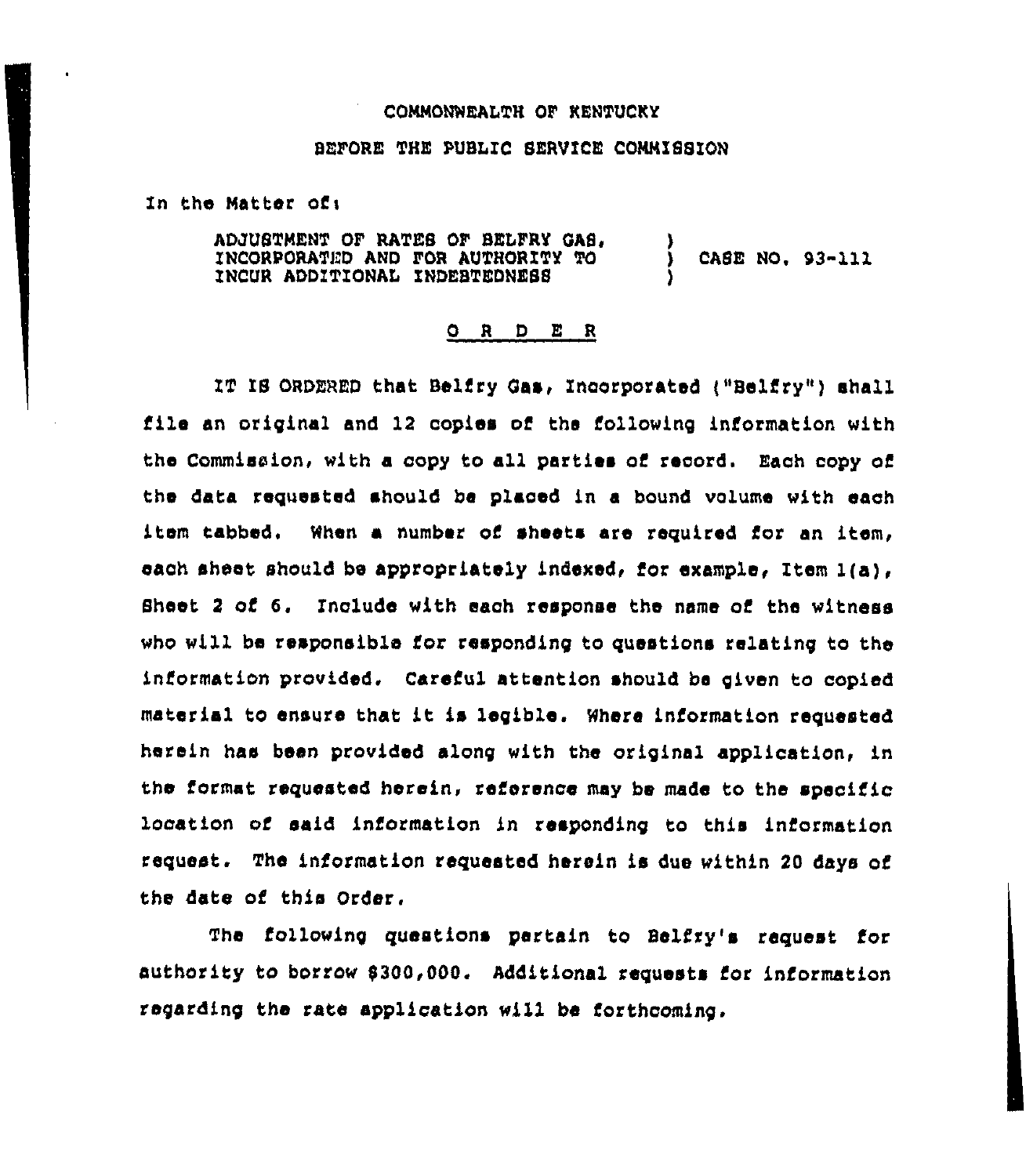COMMONWEALTH OF KENTUCKY

BEFORE THE PUBLIC SERVICE COMMISSION

In the Matter of:

| | | |
|---|---|---|
| ADJUSTMENT OF RATES OF BELFRY GAS, INCORPORATED AND FOR AUTHORITY TO INCUR ADDITIONAL INDEBTEDNESS | ) ) ) | CASE NO. 93-111 |

## O R D E R

IT IS ORDERED that Belfry Gas, Incorporated ("Belfry") shall file an original and 12 copies of the following information with the Commission, with a copy to all parties of record. Each copy of the data requested should be placed in a bound volume with each item tabbed. When a number of sheets are required for an item, each sheet should be appropriately indexed, for example, Item 1(a), Sheet 2 of 6. Include with each response the name of the witness who will be responsible for responding to questions relating to the information provided. Careful attention should be given to copied material to ensure that it is legible. Where information requested herein has been provided along with the original application, in the format requested herein, reference may be made to the specific location of said information in responding to this information request. The information requested herein is due within 20 days of the date of this Order.

The following questions pertain to Belfry's request for authority to borrow $300,000. Additional requests for information regarding the rate application will be forthcoming.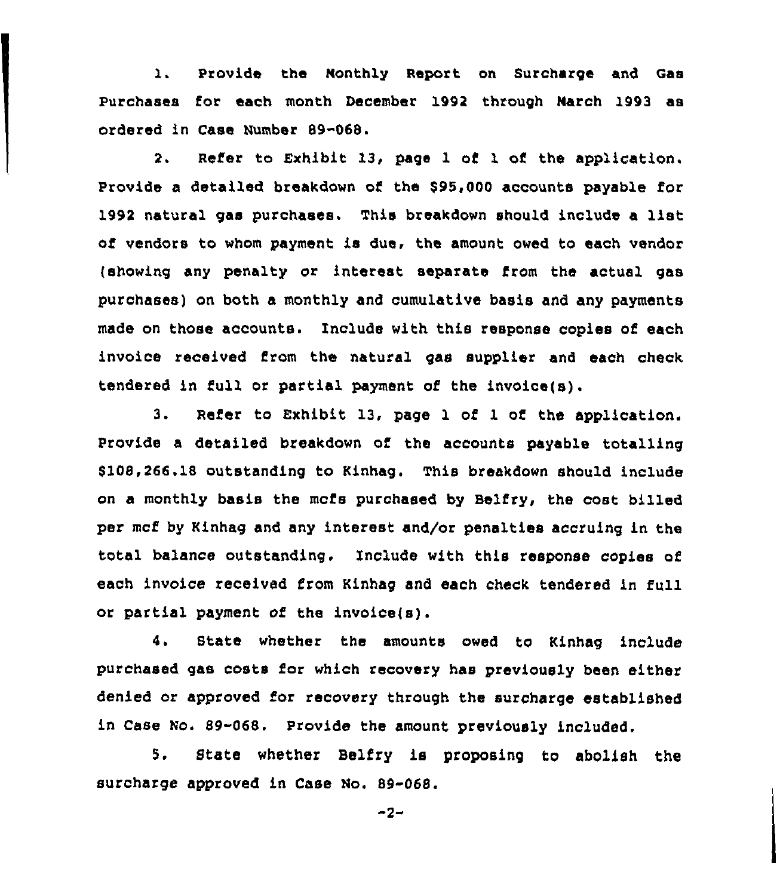1. Provide the Monthly Report on Surcharge and Gas Purchases for each month December 1992 through March 1993 as ordered in Case Number 89-068.

2. Refer to Exhibit 13, page 1 of 1 of the application. Provide a detailed breakdown of the $95,000 accounts payable for 1992 natural gas purchases. This breakdown should include a list of vendors to whom payment is due, the amount owed to each vendor (showing any penalty or interest separate from the actual gas purchases) on both a monthly and cumulative basis and any payments made on those accounts. Include with this response copies of each invoice received from the natural gas supplier and each check tendered in full or partial payment of the invoice(s).

3. Refer to Exhibit 13, page 1 of 1 of the application. Provide a detailed breakdown of the accounts payable totalling $108,266.18 outstanding to Kinhag. This breakdown should include on a monthly basis the mcfs purchased by Belfry, the cost billed per mcf by Kinhag and any interest and/or penalties accruing in the total balance outstanding. Include with this response copies of each invoice received from Kinhag and each check tendered in full or partial payment of the invoice(s).

4. State whether the amounts owed to Kinhag include purchased gas costs for which recovery has previously been either denied or approved for recovery through the surcharge established in Case No. 89-068. Provide the amount previously included.

5. State whether Belfry is proposing to abolish the surcharge approved in Case No. 89-068.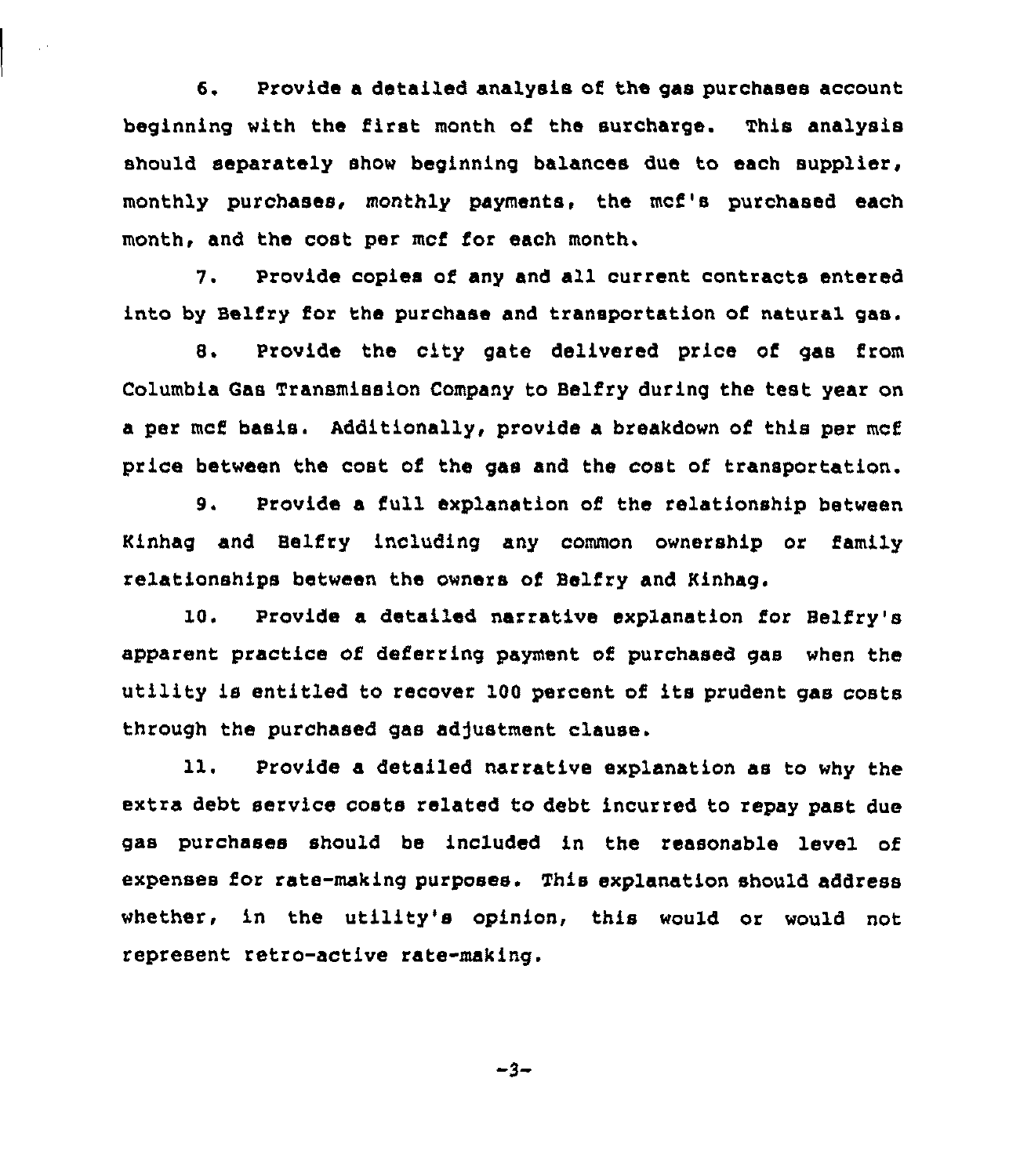6. Provide a detailed analysis of the gas purchases account beginning with the first month of the surcharge. This analysis should separately show beginning balances due to each supplier, monthly purchases, monthly payments, the mcf's purchased each month, and the cost per mcf for each month.

7. Provide copies of any and all current contracts entered into by Belfry for the purchase and transportation of natural gas.

8. Provide the city gate delivered price of gas from Columbia Gas Transmission Company to Belfry during the test year on a per mcf basis. Additionally, provide a breakdown of this per mcf price between the cost of the gas and the cost of transportation.

9. Provide a full explanation of the relationship between Kinhag and Belfry including any common ownership or family relationships between the owners of Belfry and Kinhag.

10. Provide a detailed narrative explanation for Belfry's apparent practice of deferring payment of purchased gas when the utility is entitled to recover 100 percent of its prudent gas costs through the purchased gas adjustment clause.

11. Provide a detailed narrative explanation as to why the extra debt service costs related to debt incurred to repay past due gas purchases should be included in the reasonable level of expenses for rate-making purposes. This explanation should address whether, in the utility's opinion, this would or would not represent retro-active rate-making.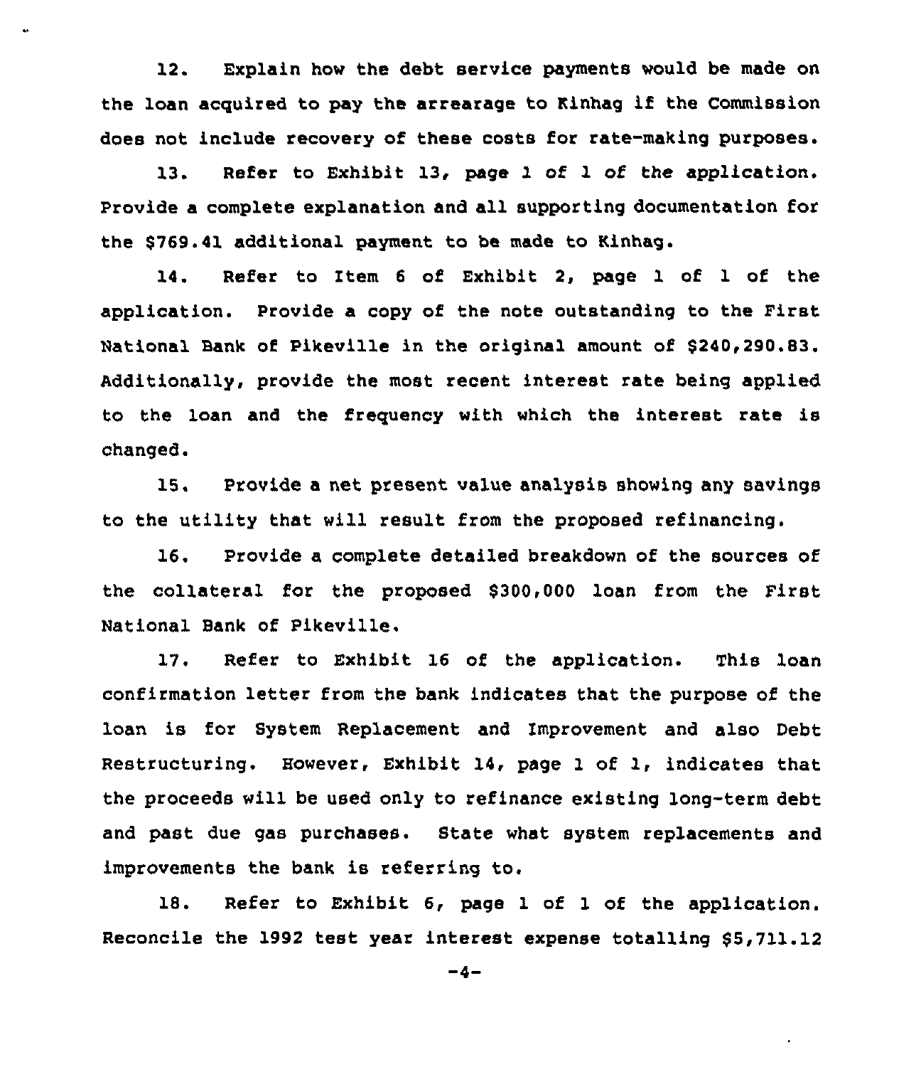12. Explain how the debt service payments would be made on the loan acquired to pay the arrearage to Kinhag if the Commission does not include recovery of these costs for rate-making purposes.

13. Refer to Exhibit 13, page 1 of 1 of the application. Provide a complete explanation and all supporting documentation for the $769.41 additional payment to be made to Kinhag.

14. Refer to Item 6 of Exhibit 2, page 1 of 1 of the application. Provide a copy of the note outstanding to the First National Bank of Pikeville in the original amount of $240,290.83. Additionally, provide the most recent interest rate being applied to the loan and the frequency with which the interest rate is changed.

15. Provide a net present value analysis showing any savings to the utility that will result from the proposed refinancing.

16. Provide a complete detailed breakdown of the sources of the collateral for the proposed $300,000 loan from the First National Bank of Pikeville.

17. Refer to Exhibit 16 of the application. This loan confirmation letter from the bank indicates that the purpose of the loan is for System Replacement and Improvement and also Debt Restructuring. However, Exhibit 14, page 1 of 1, indicates that the proceeds will be used only to refinance existing long-term debt and past due gas purchases. State what system replacements and improvements the bank is referring to.

18. Refer to Exhibit 6, page 1 of 1 of the application. Reconcile the 1992 test year interest expense totalling $5,711.12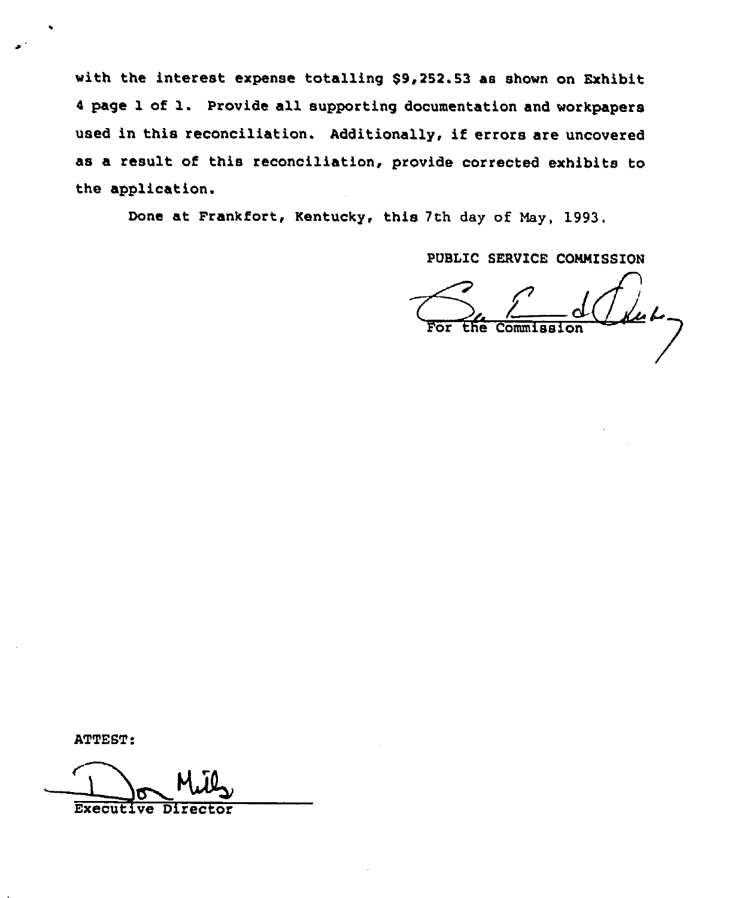with the interest expense totalling $9,252.53 as shown on Exhibit 4 page 1 of 1. Provide all supporting documentation and workpapers used in this reconciliation. Additionally, if errors are uncovered as a result of this reconciliation, provide corrected exhibits to the application.

Done at Frankfort, Kentucky, this 7th day of May, 1993.

PUBLIC SERVICE COMMISSION

For the Commission

ATTEST:

Executive Director